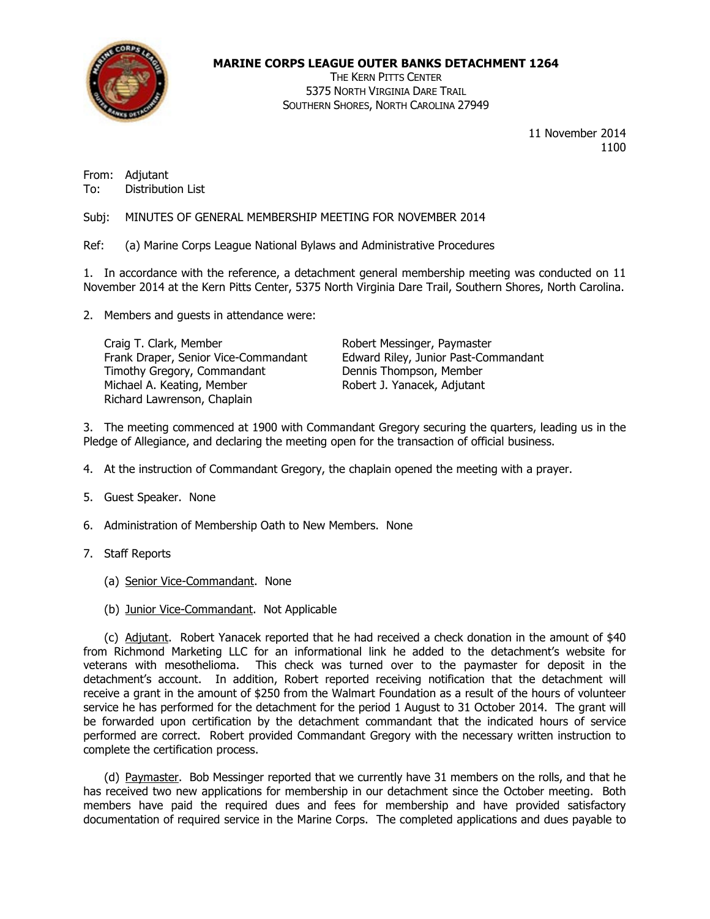**MARINE CORPS LEAGUE OUTER BANKS DETACHMENT 1264**
THE KERN PITTS CENTER
5375 NORTH VIRGINIA DARE TRAIL
SOUTHERN SHORES, NORTH CAROLINA 27949

11 November 2014
1100

From: Adjutant
To: Distribution List

Subj: MINUTES OF GENERAL MEMBERSHIP MEETING FOR NOVEMBER 2014

Ref: (a) Marine Corps League National Bylaws and Administrative Procedures

1. In accordance with the reference, a detachment general membership meeting was conducted on 11 November 2014 at the Kern Pitts Center, 5375 North Virginia Dare Trail, Southern Shores, North Carolina.

2. Members and guests in attendance were:

Craig T. Clark, Member
Frank Draper, Senior Vice-Commandant
Timothy Gregory, Commandant
Michael A. Keating, Member
Richard Lawrenson, Chaplain
Robert Messinger, Paymaster
Edward Riley, Junior Past-Commandant
Dennis Thompson, Member
Robert J. Yanacek, Adjutant

3. The meeting commenced at 1900 with Commandant Gregory securing the quarters, leading us in the Pledge of Allegiance, and declaring the meeting open for the transaction of official business.

4. At the instruction of Commandant Gregory, the chaplain opened the meeting with a prayer.

5. Guest Speaker. None

6. Administration of Membership Oath to New Members. None

7. Staff Reports

(a) Senior Vice-Commandant. None

(b) Junior Vice-Commandant. Not Applicable

(c) Adjutant. Robert Yanacek reported that he had received a check donation in the amount of $40 from Richmond Marketing LLC for an informational link he added to the detachment's website for veterans with mesothelioma. This check was turned over to the paymaster for deposit in the detachment's account. In addition, Robert reported receiving notification that the detachment will receive a grant in the amount of $250 from the Walmart Foundation as a result of the hours of volunteer service he has performed for the detachment for the period 1 August to 31 October 2014. The grant will be forwarded upon certification by the detachment commandant that the indicated hours of service performed are correct. Robert provided Commandant Gregory with the necessary written instruction to complete the certification process.

(d) Paymaster. Bob Messinger reported that we currently have 31 members on the rolls, and that he has received two new applications for membership in our detachment since the October meeting. Both members have paid the required dues and fees for membership and have provided satisfactory documentation of required service in the Marine Corps. The completed applications and dues payable to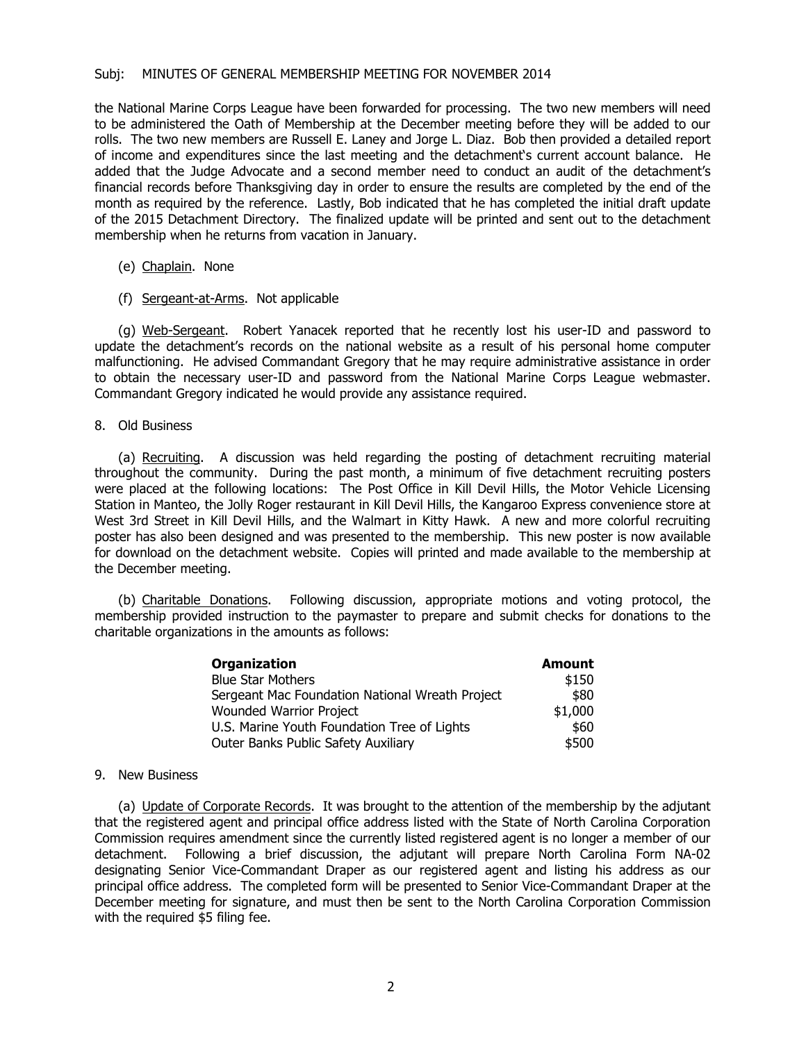the National Marine Corps League have been forwarded for processing. The two new members will need to be administered the Oath of Membership at the December meeting before they will be added to our rolls. The two new members are Russell E. Laney and Jorge L. Diaz. Bob then provided a detailed report of income and expenditures since the last meeting and the detachment's current account balance. He added that the Judge Advocate and a second member need to conduct an audit of the detachment's financial records before Thanksgiving day in order to ensure the results are completed by the end of the month as required by the reference. Lastly, Bob indicated that he has completed the initial draft update of the 2015 Detachment Directory. The finalized update will be printed and sent out to the detachment membership when he returns from vacation in January.

(e) Chaplain. None

(f) Sergeant-at-Arms. Not applicable

(g) Web-Sergeant. Robert Yanacek reported that he recently lost his user-ID and password to update the detachment's records on the national website as a result of his personal home computer malfunctioning. He advised Commandant Gregory that he may require administrative assistance in order to obtain the necessary user-ID and password from the National Marine Corps League webmaster. Commandant Gregory indicated he would provide any assistance required.

8. Old Business

(a) Recruiting. A discussion was held regarding the posting of detachment recruiting material throughout the community. During the past month, a minimum of five detachment recruiting posters were placed at the following locations: The Post Office in Kill Devil Hills, the Motor Vehicle Licensing Station in Manteo, the Jolly Roger restaurant in Kill Devil Hills, the Kangaroo Express convenience store at West 3rd Street in Kill Devil Hills, and the Walmart in Kitty Hawk. A new and more colorful recruiting poster has also been designed and was presented to the membership. This new poster is now available for download on the detachment website. Copies will printed and made available to the membership at the December meeting.

(b) Charitable Donations. Following discussion, appropriate motions and voting protocol, the membership provided instruction to the paymaster to prepare and submit checks for donations to the charitable organizations in the amounts as follows:

| **Organization** | **Amount** |
| --- | ---: |
| Blue Star Mothers | \$150 |
| Sergeant Mac Foundation National Wreath Project | \$80 |
| Wounded Warrior Project | \$1,000 |
| U.S. Marine Youth Foundation Tree of Lights | \$60 |
| Outer Banks Public Safety Auxiliary | \$500 |

9. New Business

(a) Update of Corporate Records. It was brought to the attention of the membership by the adjutant that the registered agent and principal office address listed with the State of North Carolina Corporation Commission requires amendment since the currently listed registered agent is no longer a member of our detachment. Following a brief discussion, the adjutant will prepare North Carolina Form NA-02 designating Senior Vice-Commandant Draper as our registered agent and listing his address as our principal office address. The completed form will be presented to Senior Vice-Commandant Draper at the December meeting for signature, and must then be sent to the North Carolina Corporation Commission with the required \$5 filing fee.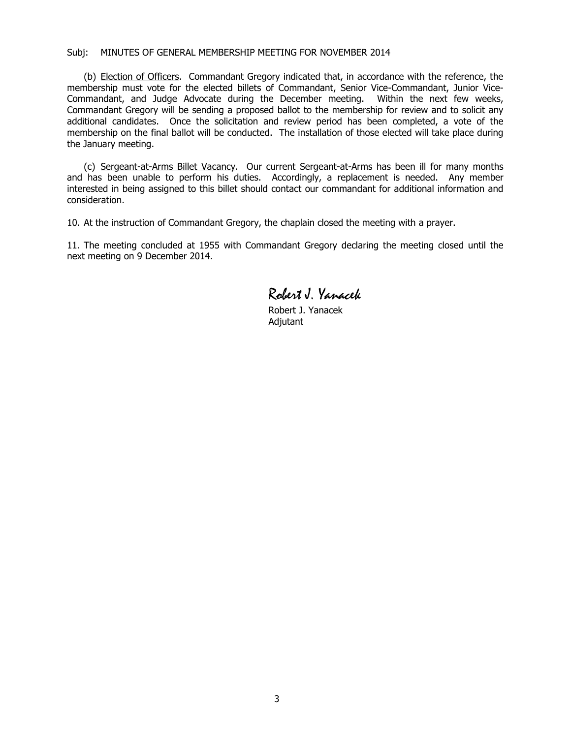Subj: MINUTES OF GENERAL MEMBERSHIP MEETING FOR NOVEMBER 2014

(b) Election of Officers. Commandant Gregory indicated that, in accordance with the reference, the membership must vote for the elected billets of Commandant, Senior Vice-Commandant, Junior Vice-Commandant, and Judge Advocate during the December meeting. Within the next few weeks, Commandant Gregory will be sending a proposed ballot to the membership for review and to solicit any additional candidates. Once the solicitation and review period has been completed, a vote of the membership on the final ballot will be conducted. The installation of those elected will take place during the January meeting.

(c) Sergeant-at-Arms Billet Vacancy. Our current Sergeant-at-Arms has been ill for many months and has been unable to perform his duties. Accordingly, a replacement is needed. Any member interested in being assigned to this billet should contact our commandant for additional information and consideration.

10. At the instruction of Commandant Gregory, the chaplain closed the meeting with a prayer.

11. The meeting concluded at 1955 with Commandant Gregory declaring the meeting closed until the next meeting on 9 December 2014.

*Robert J. Yanacek*

Robert J. Yanacek
Adjutant